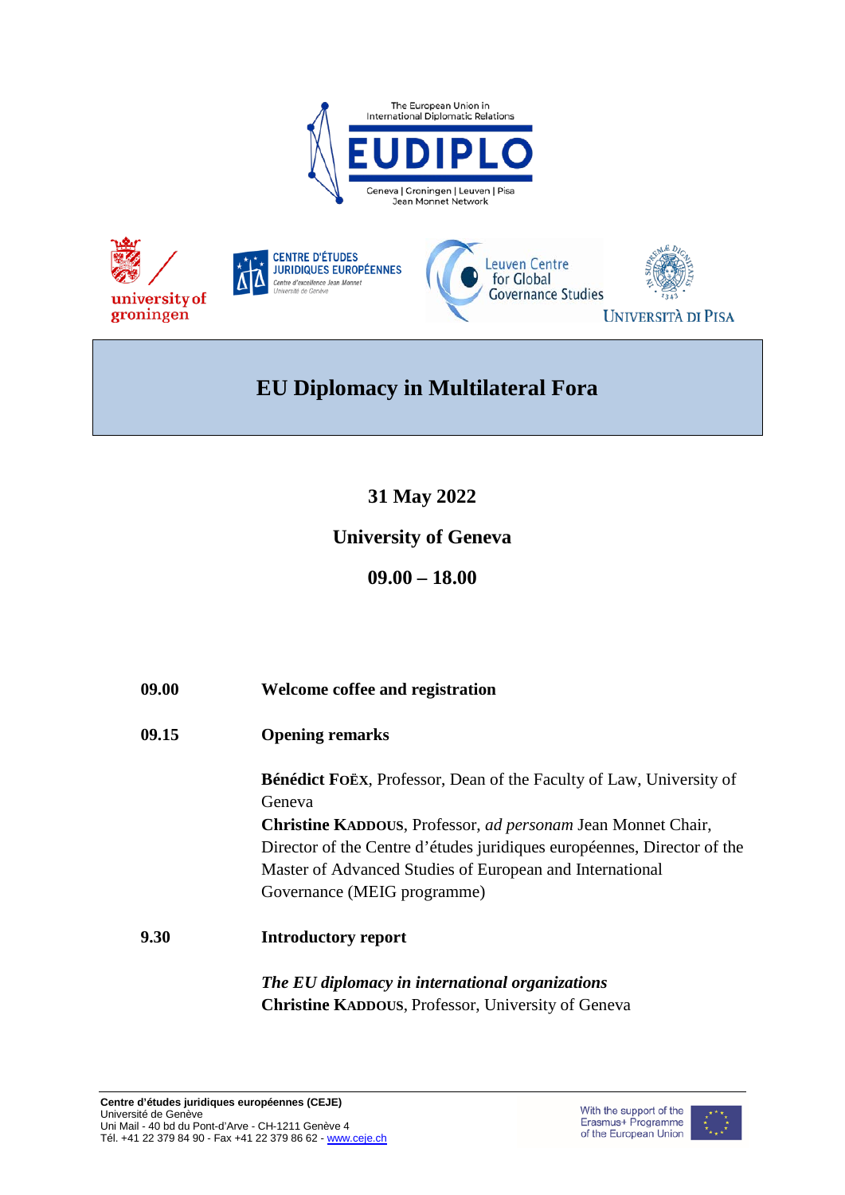The European Union in International Diplomatic Relations

EUDIPLO

Geneva | Groningen | Leuven | Pisa
Jean Monnet Network

university of groningen

CENTRE D'ÉTUDES JURIDIQUES EUROPÉENNES
Centre d'excellence Jean Monnet
Université de Genève

Leuven Centre for Global Governance Studies

UNIVERSITÀ DI PISA

# EU Diplomacy in Multilateral Fora

**31 May 2022**

**University of Geneva**

**09.00 – 18.00**

**09.00** **Welcome coffee and registration**

**09.15** **Opening remarks**

**Bénédict FOËX**, Professor, Dean of the Faculty of Law, University of Geneva
**Christine KADDOUS**, Professor, *ad personam* Jean Monnet Chair, Director of the Centre d'études juridiques européennes, Director of the Master of Advanced Studies of European and International Governance (MEIG programme)

**9.30** **Introductory report**

***The EU diplomacy in international organizations***
**Christine KADDOUS**, Professor, University of Geneva

**Centre d'études juridiques européennes (CEJE)**
Université de Genève
Uni Mail - 40 bd du Pont-d'Arve - CH-1211 Genève 4
Tél. +41 22 379 84 90 - Fax +41 22 379 86 62 - www.ceje.ch

With the support of the Erasmus+ Programme of the European Union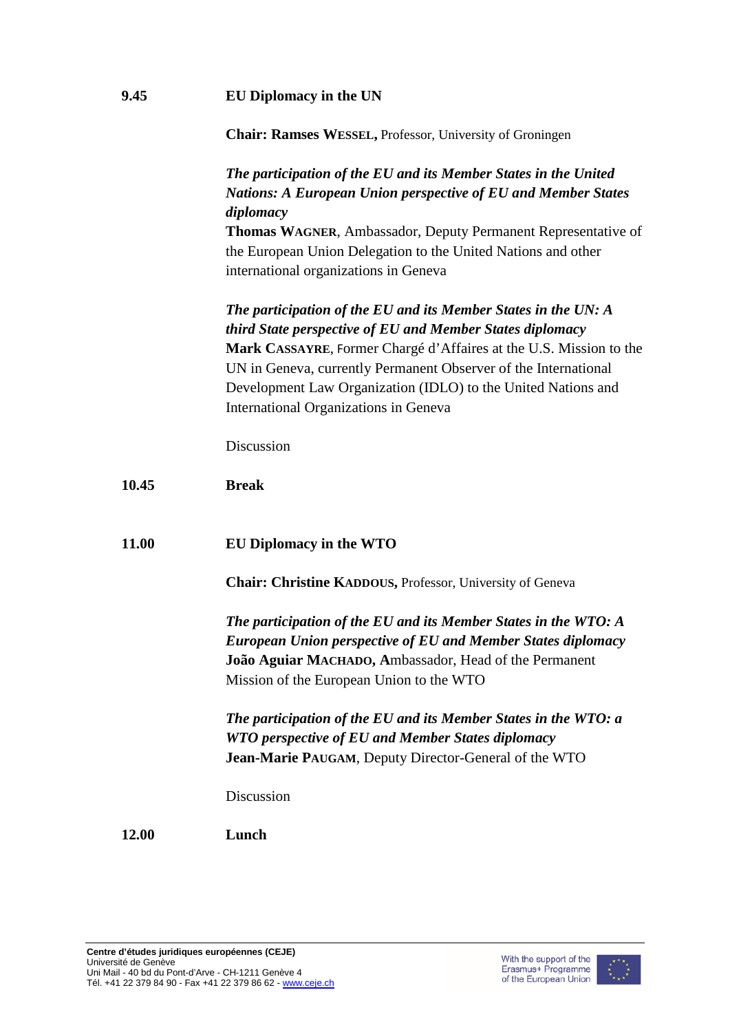**9.45** **EU Diplomacy in the UN**

**Chair: Ramses WESSEL,** Professor, University of Groningen

***The participation of the EU and its Member States in the United Nations: A European Union perspective of EU and Member States diplomacy***
**Thomas WAGNER**, Ambassador, Deputy Permanent Representative of the European Union Delegation to the United Nations and other international organizations in Geneva

***The participation of the EU and its Member States in the UN: A third State perspective of EU and Member States diplomacy***
**Mark CASSAYRE**, Former Chargé d'Affaires at the U.S. Mission to the UN in Geneva, currently Permanent Observer of the International Development Law Organization (IDLO) to the United Nations and International Organizations in Geneva

Discussion

**10.45** **Break**

**11.00** **EU Diplomacy in the WTO**

**Chair: Christine KADDOUS,** Professor, University of Geneva

***The participation of the EU and its Member States in the WTO: A European Union perspective of EU and Member States diplomacy***
**João Aguiar MACHADO, A**mbassador, Head of the Permanent Mission of the European Union to the WTO

***The participation of the EU and its Member States in the WTO: a WTO perspective of EU and Member States diplomacy***
**Jean-Marie PAUGAM**, Deputy Director-General of the WTO

Discussion

**12.00** **Lunch**

**Centre d'études juridiques européennes (CEJE)**
Université de Genève
Uni Mail - 40 bd du Pont-d'Arve - CH-1211 Genève 4
Tél. +41 22 379 84 90 - Fax +41 22 379 86 62 - www.ceje.ch

With the support of the Erasmus+ Programme of the European Union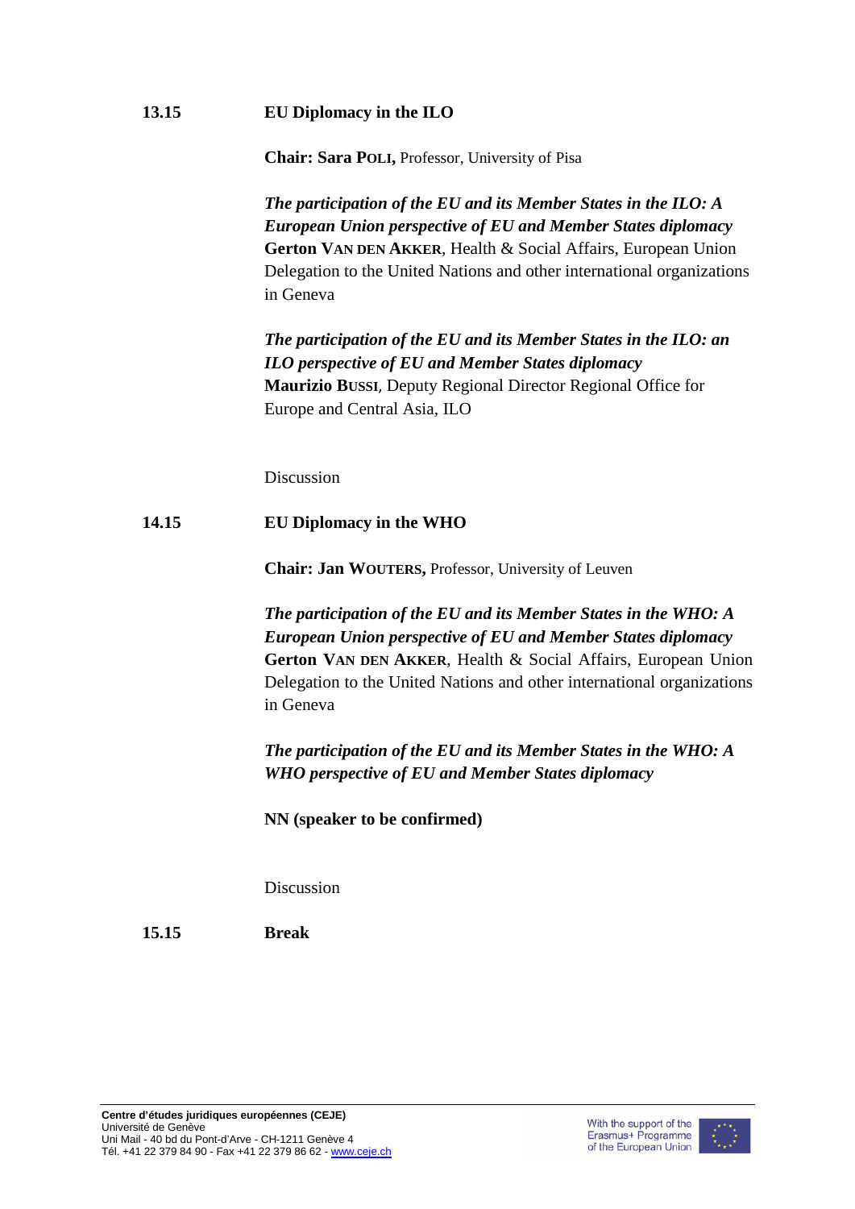**13.15** **EU Diplomacy in the ILO**

**Chair: Sara POLI,** Professor, University of Pisa

***The participation of the EU and its Member States in the ILO: A European Union perspective of EU and Member States diplomacy***
**Gerton VAN DEN AKKER**, Health & Social Affairs, European Union Delegation to the United Nations and other international organizations in Geneva

***The participation of the EU and its Member States in the ILO: an ILO perspective of EU and Member States diplomacy***
**Maurizio BUSSI**, Deputy Regional Director Regional Office for Europe and Central Asia, ILO

Discussion

**14.15** **EU Diplomacy in the WHO**

**Chair: Jan WOUTERS,** Professor, University of Leuven

***The participation of the EU and its Member States in the WHO: A European Union perspective of EU and Member States diplomacy***
**Gerton VAN DEN AKKER**, Health & Social Affairs, European Union Delegation to the United Nations and other international organizations in Geneva

***The participation of the EU and its Member States in the WHO: A WHO perspective of EU and Member States diplomacy***

**NN (speaker to be confirmed)**

Discussion

**15.15** **Break**

**Centre d'études juridiques européennes (CEJE)**
Université de Genève
Uni Mail - 40 bd du Pont-d'Arve - CH-1211 Genève 4
Tél. +41 22 379 84 90 - Fax +41 22 379 86 62 - www.ceje.ch

With the support of the Erasmus+ Programme of the European Union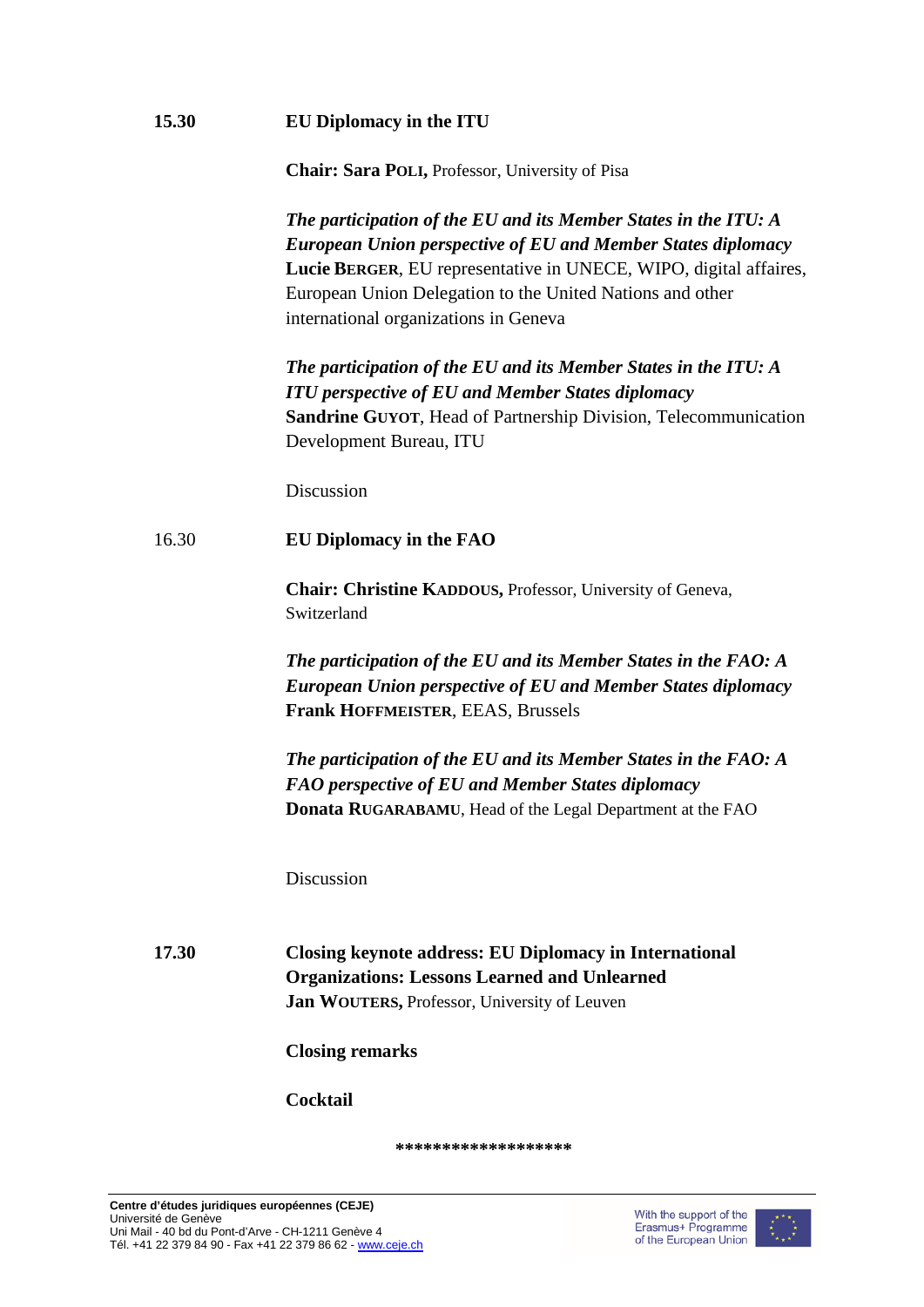**15.30** **EU Diplomacy in the ITU**

**Chair: Sara POLI,** Professor, University of Pisa

***The participation of the EU and its Member States in the ITU: A European Union perspective of EU and Member States diplomacy***
**Lucie BERGER**, EU representative in UNECE, WIPO, digital affaires, European Union Delegation to the United Nations and other international organizations in Geneva

***The participation of the EU and its Member States in the ITU: A ITU perspective of EU and Member States diplomacy***
**Sandrine GUYOT**, Head of Partnership Division, Telecommunication Development Bureau, ITU

Discussion

16.30 **EU Diplomacy in the FAO**

**Chair: Christine KADDOUS,** Professor, University of Geneva, Switzerland

***The participation of the EU and its Member States in the FAO: A European Union perspective of EU and Member States diplomacy***
**Frank HOFFMEISTER**, EEAS, Brussels

***The participation of the EU and its Member States in the FAO: A FAO perspective of EU and Member States diplomacy***
**Donata RUGARABAMU**, Head of the Legal Department at the FAO

Discussion

**17.30** **Closing keynote address: EU Diplomacy in International Organizations: Lessons Learned and Unlearned**
**Jan WOUTERS,** Professor, University of Leuven

**Closing remarks**

**Cocktail**

******************

**Centre d'études juridiques européennes (CEJE)**
Université de Genève
Uni Mail - 40 bd du Pont-d'Arve - CH-1211 Genève 4
Tél. +41 22 379 84 90 - Fax +41 22 379 86 62 - www.ceje.ch

With the support of the Erasmus+ Programme of the European Union